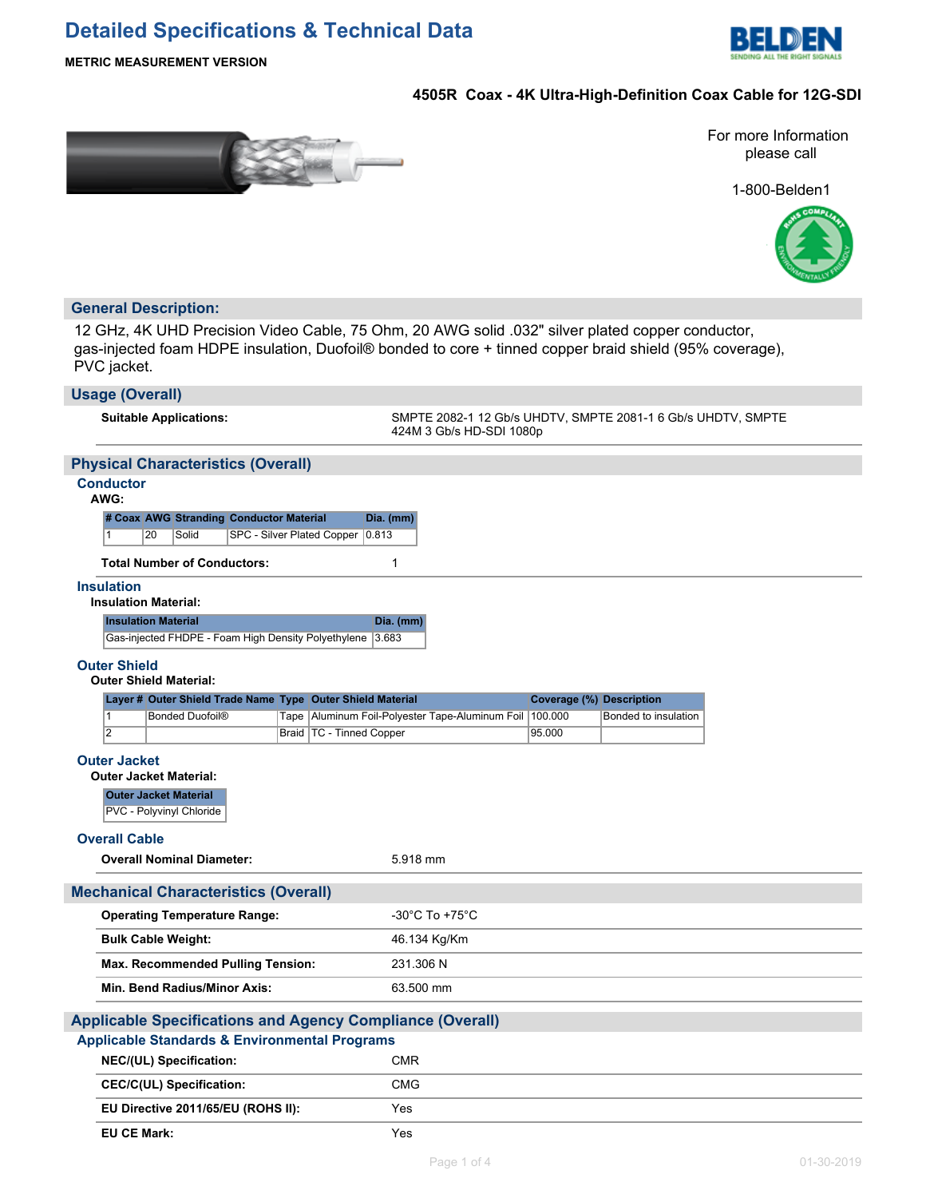# Detailed Specifications & Technical Data

**METRIC MEASUREMENT VERSION**

## 4505R Coax - 4K Ultra-High-Definition Coax Cable for 12G-SDI

For more Information please call

1-800-Belden1

## General Description:

12 GHz, 4K UHD Precision Video Cable, 75 Ohm, 20 AWG solid .032" silver plated copper conductor, gas-injected foam HDPE insulation, Duofoil® bonded to core + tinned copper braid shield (95% coverage), PVC jacket.

## Usage (Overall)

**Suitable Applications:** SMPTE 2082-1 12 Gb/s UHDTV, SMPTE 2081-1 6 Gb/s UHDTV, SMPTE 424M 3 Gb/s HD-SDI 1080p

## Physical Characteristics (Overall)

### Conductor

**AWG:**

| # Coax | AWG | Stranding | Conductor Material | Dia. (mm) |
|---|---|---|---|---|
| 1 | 20 | Solid | SPC - Silver Plated Copper | 0.813 |

**Total Number of Conductors:** 1

### Insulation

**Insulation Material:**

| Insulation Material | Dia. (mm) |
|---|---|
| Gas-injected FHDPE - Foam High Density Polyethylene | 3.683 |

### Outer Shield

**Outer Shield Material:**

| Layer # | Outer Shield Trade Name | Type | Outer Shield Material | Coverage (%) | Description |
|---|---|---|---|---|---|
| 1 | Bonded Duofoil® | Tape | Aluminum Foil-Polyester Tape-Aluminum Foil | 100.000 | Bonded to insulation |
| 2 | | Braid | TC - Tinned Copper | 95.000 | |

### Outer Jacket

**Outer Jacket Material:**

| Outer Jacket Material |
|---|
| PVC - Polyvinyl Chloride |

### Overall Cable

**Overall Nominal Diameter:** 5.918 mm

## Mechanical Characteristics (Overall)

| | |
|---|---|
| **Operating Temperature Range:** | -30°C To +75°C |
| **Bulk Cable Weight:** | 46.134 Kg/Km |
| **Max. Recommended Pulling Tension:** | 231.306 N |
| **Min. Bend Radius/Minor Axis:** | 63.500 mm |

## Applicable Specifications and Agency Compliance (Overall)

### Applicable Standards & Environmental Programs

| | |
|---|---|
| **NEC/(UL) Specification:** | CMR |
| **CEC/C(UL) Specification:** | CMG |
| **EU Directive 2011/65/EU (ROHS II):** | Yes |
| **EU CE Mark:** | Yes |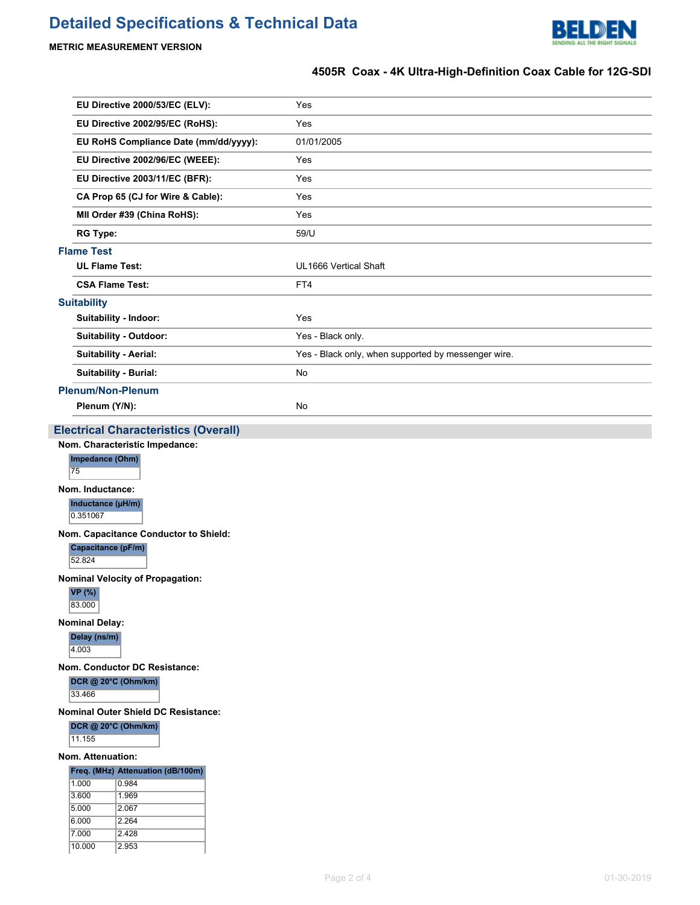| | |
|---|---|
| **EU Directive 2000/53/EC (ELV):** | Yes |
| **EU Directive 2002/95/EC (RoHS):** | Yes |
| **EU RoHS Compliance Date (mm/dd/yyyy):** | 01/01/2005 |
| **EU Directive 2002/96/EC (WEEE):** | Yes |
| **EU Directive 2003/11/EC (BFR):** | Yes |
| **CA Prop 65 (CJ for Wire & Cable):** | Yes |
| **MII Order #39 (China RoHS):** | Yes |
| **RG Type:** | 59/U |

### Flame Test

| | |
|---|---|
| **UL Flame Test:** | UL1666 Vertical Shaft |
| **CSA Flame Test:** | FT4 |

### Suitability

| | |
|---|---|
| **Suitability - Indoor:** | Yes |
| **Suitability - Outdoor:** | Yes - Black only. |
| **Suitability - Aerial:** | Yes - Black only, when supported by messenger wire. |
| **Suitability - Burial:** | No |

### Plenum/Non-Plenum

| | |
|---|---|
| **Plenum (Y/N):** | No |

## Electrical Characteristics (Overall)

**Nom. Characteristic Impedance:**

| Impedance (Ohm) |
|---|
| 75 |

**Nom. Inductance:**

| Inductance (µH/m) |
|---|
| 0.351067 |

**Nom. Capacitance Conductor to Shield:**

| Capacitance (pF/m) |
|---|
| 52.824 |

**Nominal Velocity of Propagation:**

| VP (%) |
|---|
| 83.000 |

**Nominal Delay:**

| Delay (ns/m) |
|---|
| 4.003 |

**Nom. Conductor DC Resistance:**

| DCR @ 20°C (Ohm/km) |
|---|
| 33.466 |

**Nominal Outer Shield DC Resistance:**

| DCR @ 20°C (Ohm/km) |
|---|
| 11.155 |

**Nom. Attenuation:**

| Freq. (MHz) | Attenuation (dB/100m) |
|---|---|
| 1.000 | 0.984 |
| 3.600 | 1.969 |
| 5.000 | 2.067 |
| 6.000 | 2.264 |
| 7.000 | 2.428 |
| 10.000 | 2.953 |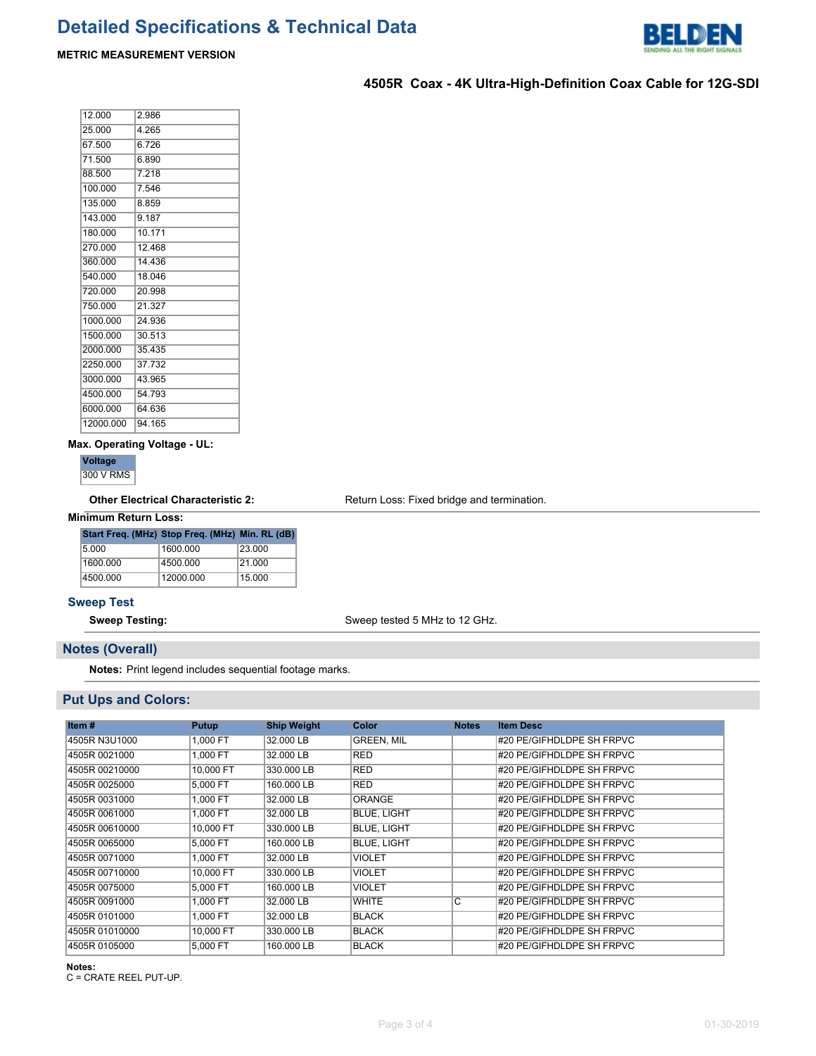| | |
|---|---|
| 12.000 | 2.986 |
| 25.000 | 4.265 |
| 67.500 | 6.726 |
| 71.500 | 6.890 |
| 88.500 | 7.218 |
| 100.000 | 7.546 |
| 135.000 | 8.859 |
| 143.000 | 9.187 |
| 180.000 | 10.171 |
| 270.000 | 12.468 |
| 360.000 | 14.436 |
| 540.000 | 18.046 |
| 720.000 | 20.998 |
| 750.000 | 21.327 |
| 1000.000 | 24.936 |
| 1500.000 | 30.513 |
| 2000.000 | 35.435 |
| 2250.000 | 37.732 |
| 3000.000 | 43.965 |
| 4500.000 | 54.793 |
| 6000.000 | 64.636 |
| 12000.000 | 94.165 |

**Max. Operating Voltage - UL:**

| Voltage |
|---|
| 300 V RMS |

**Other Electrical Characteristic 2:** Return Loss: Fixed bridge and termination.

**Minimum Return Loss:**

| Start Freq. (MHz) | Stop Freq. (MHz) | Min. RL (dB) |
|---|---|---|
| 5.000 | 1600.000 | 23.000 |
| 1600.000 | 4500.000 | 21.000 |
| 4500.000 | 12000.000 | 15.000 |

### Sweep Test

**Sweep Testing:** Sweep tested 5 MHz to 12 GHz.

## Notes (Overall)

**Notes:** Print legend includes sequential footage marks.

## Put Ups and Colors:

| Item # | Putup | Ship Weight | Color | Notes | Item Desc |
|---|---|---|---|---|---|
| 4505R N3U1000 | 1,000 FT | 32.000 LB | GREEN, MIL | | #20 PE/GIFHDLDPE SH FRPVC |
| 4505R 0021000 | 1,000 FT | 32.000 LB | RED | | #20 PE/GIFHDLDPE SH FRPVC |
| 4505R 00210000 | 10,000 FT | 330.000 LB | RED | | #20 PE/GIFHDLDPE SH FRPVC |
| 4505R 0025000 | 5,000 FT | 160.000 LB | RED | | #20 PE/GIFHDLDPE SH FRPVC |
| 4505R 0031000 | 1,000 FT | 32.000 LB | ORANGE | | #20 PE/GIFHDLDPE SH FRPVC |
| 4505R 0061000 | 1,000 FT | 32.000 LB | BLUE, LIGHT | | #20 PE/GIFHDLDPE SH FRPVC |
| 4505R 00610000 | 10,000 FT | 330.000 LB | BLUE, LIGHT | | #20 PE/GIFHDLDPE SH FRPVC |
| 4505R 0065000 | 5,000 FT | 160.000 LB | BLUE, LIGHT | | #20 PE/GIFHDLDPE SH FRPVC |
| 4505R 0071000 | 1,000 FT | 32.000 LB | VIOLET | | #20 PE/GIFHDLDPE SH FRPVC |
| 4505R 00710000 | 10,000 FT | 330.000 LB | VIOLET | | #20 PE/GIFHDLDPE SH FRPVC |
| 4505R 0075000 | 5,000 FT | 160.000 LB | VIOLET | | #20 PE/GIFHDLDPE SH FRPVC |
| 4505R 0091000 | 1,000 FT | 32.000 LB | WHITE | C | #20 PE/GIFHDLDPE SH FRPVC |
| 4505R 0101000 | 1,000 FT | 32.000 LB | BLACK | | #20 PE/GIFHDLDPE SH FRPVC |
| 4505R 01010000 | 10,000 FT | 330.000 LB | BLACK | | #20 PE/GIFHDLDPE SH FRPVC |
| 4505R 0105000 | 5,000 FT | 160.000 LB | BLACK | | #20 PE/GIFHDLDPE SH FRPVC |

**Notes:**
C = CRATE REEL PUT-UP.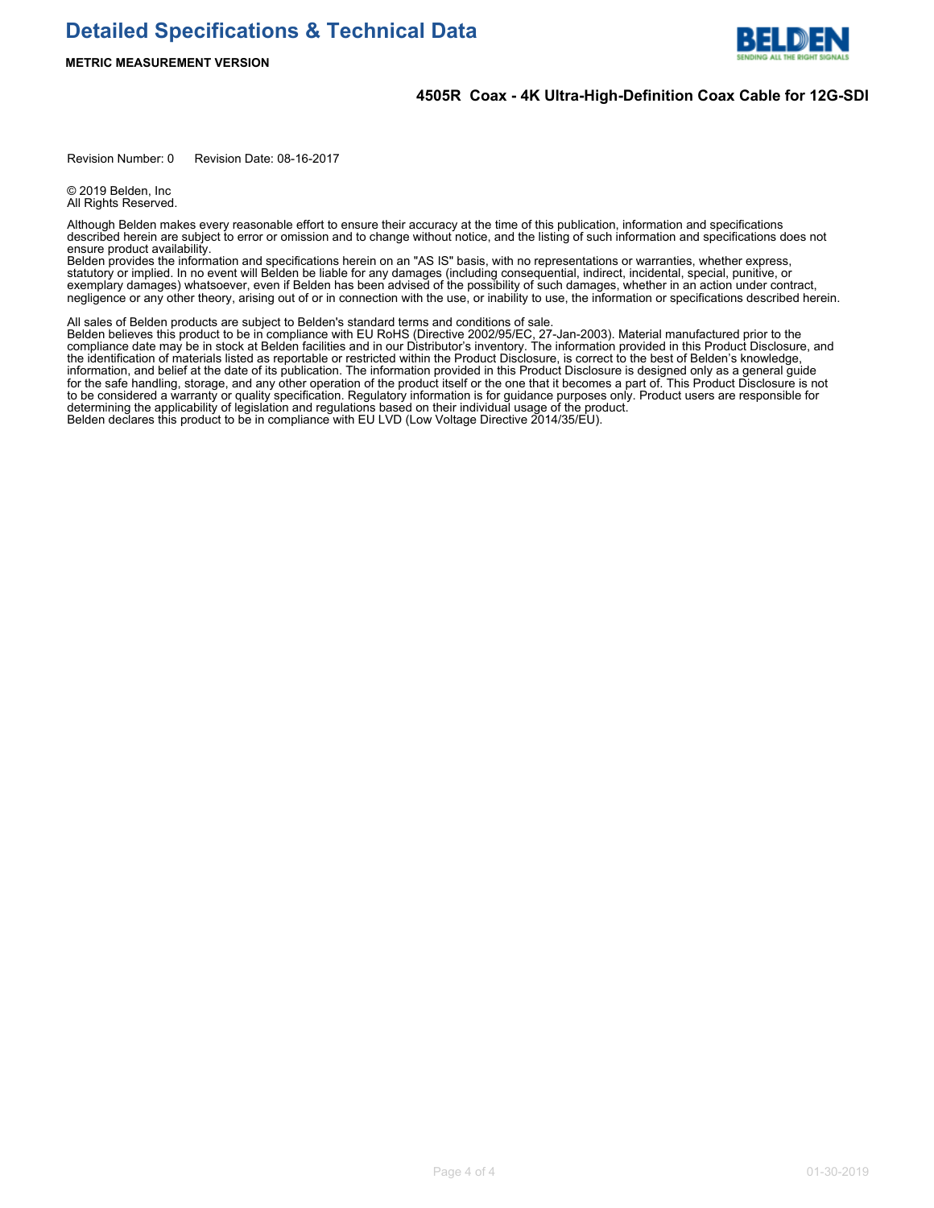Revision Number: 0     Revision Date: 08-16-2017

© 2019 Belden, Inc
All Rights Reserved.

Although Belden makes every reasonable effort to ensure their accuracy at the time of this publication, information and specifications described herein are subject to error or omission and to change without notice, and the listing of such information and specifications does not ensure product availability.
Belden provides the information and specifications herein on an "AS IS" basis, with no representations or warranties, whether express, statutory or implied. In no event will Belden be liable for any damages (including consequential, indirect, incidental, special, punitive, or exemplary damages) whatsoever, even if Belden has been advised of the possibility of such damages, whether in an action under contract, negligence or any other theory, arising out of or in connection with the use, or inability to use, the information or specifications described herein.

All sales of Belden products are subject to Belden's standard terms and conditions of sale.
Belden believes this product to be in compliance with EU RoHS (Directive 2002/95/EC, 27-Jan-2003). Material manufactured prior to the compliance date may be in stock at Belden facilities and in our Distributor's inventory. The information provided in this Product Disclosure, and the identification of materials listed as reportable or restricted within the Product Disclosure, is correct to the best of Belden's knowledge, information, and belief at the date of its publication. The information provided in this Product Disclosure is designed only as a general guide for the safe handling, storage, and any other operation of the product itself or the one that it becomes a part of. This Product Disclosure is not to be considered a warranty or quality specification. Regulatory information is for guidance purposes only. Product users are responsible for determining the applicability of legislation and regulations based on their individual usage of the product.
Belden declares this product to be in compliance with EU LVD (Low Voltage Directive 2014/35/EU).